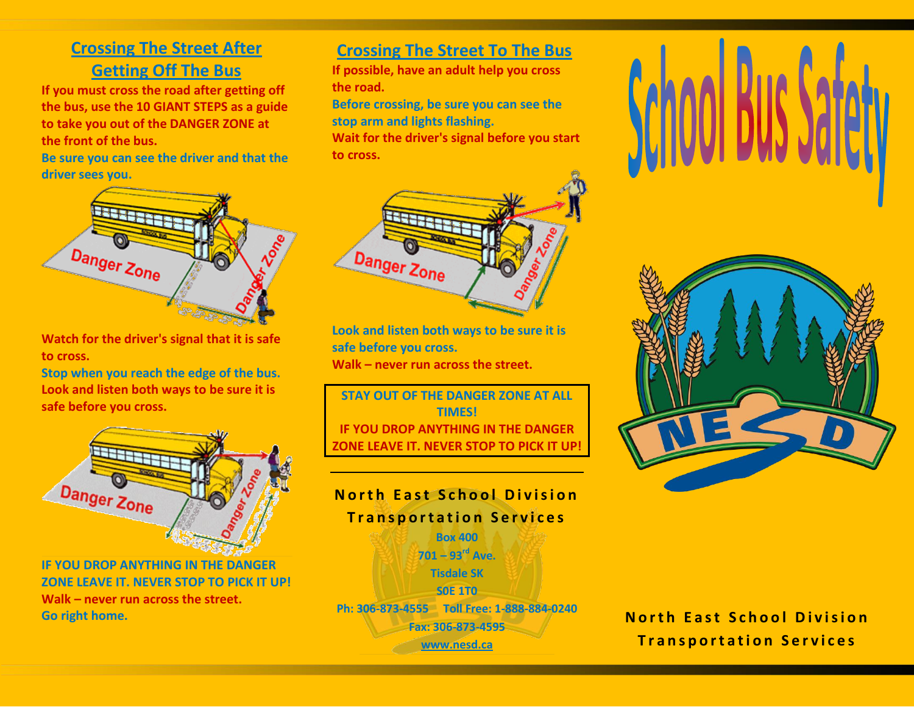## Crossing The Street After Getting Off The Bus

**If you must cross the road after getting off the bus, use the 10 GIANT STEPS as a guide to take you out of the DANGER ZONE at the front of the bus.**

**Be sure you can see the driver and that the driver sees you.**

**Watch for the driver's signal that it is safe to cross.**

**Stop when you reach the edge of the bus.**

**Look and listen both ways to be sure it is safe before you cross.**

**IF YOU DROP ANYTHING IN THE DANGER ZONE LEAVE IT. NEVER STOP TO PICK IT UP!**

**Walk – never run across the street.**

**Go right home.**

## Crossing The Street To The Bus

**If possible, have an adult help you cross the road.**

**Before crossing, be sure you can see the stop arm and lights flashing.**

**Wait for the driver's signal before you start to cross.**

**Look and listen both ways to be sure it is safe before you cross.**

**Walk – never run across the street.**

**STAY OUT OF THE DANGER ZONE AT ALL TIMES!**

**IF YOU DROP ANYTHING IN THE DANGER ZONE LEAVE IT. NEVER STOP TO PICK IT UP!**

---

**North East School Division Transportation Services**

Box 400
701 – 93rd Ave.
Tisdale SK
S0E 1T0

Ph: 306-873-4555 Toll Free: 1-888-884-0240
Fax: 306-873-4595
www.nesd.ca

# School Bus Safety

NESD

**North East School Division Transportation Services**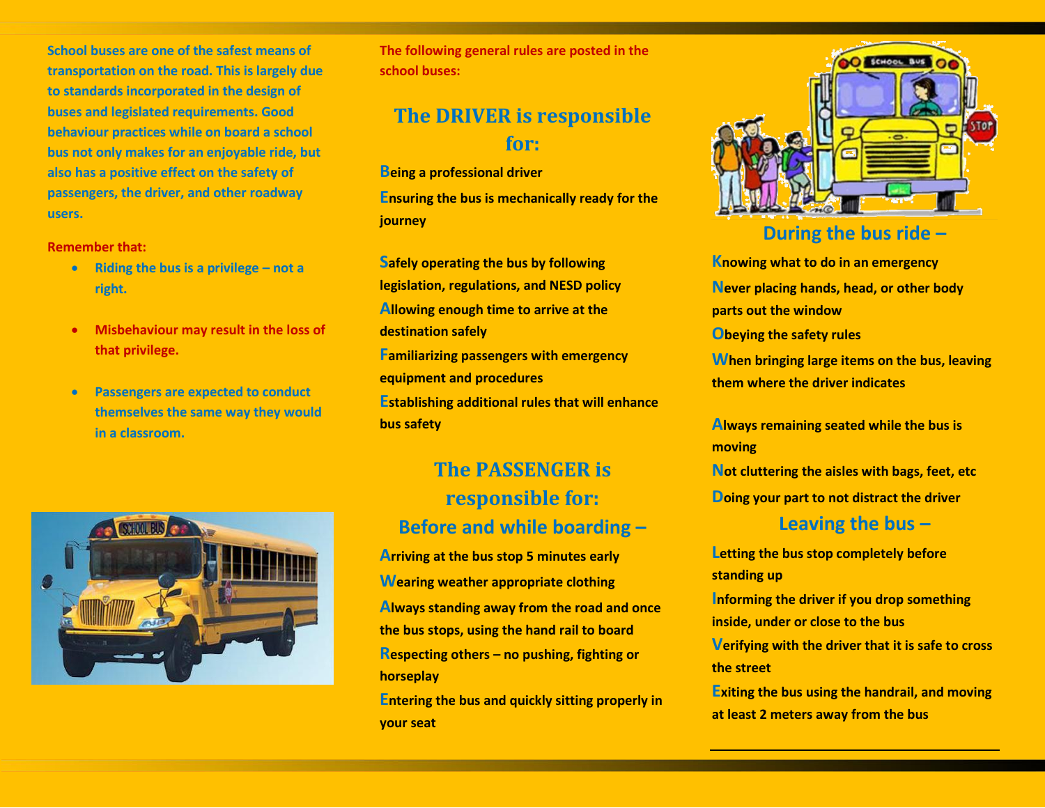School buses are one of the safest means of transportation on the road. This is largely due to standards incorporated in the design of buses and legislated requirements. Good behaviour practices while on board a school bus not only makes for an enjoyable ride, but also has a positive effect on the safety of passengers, the driver, and other roadway users.

**Remember that:**

- Riding the bus is a privilege – not a right.
- Misbehaviour may result in the loss of that privilege.
- Passengers are expected to conduct themselves the same way they would in a classroom.

The following general rules are posted in the school buses:

## The DRIVER is responsible for:

**B**eing a professional driver

**E**nsuring the bus is mechanically ready for the journey

**S**afely operating the bus by following legislation, regulations, and NESD policy

**A**llowing enough time to arrive at the destination safely

**F**amiliarizing passengers with emergency equipment and procedures

**E**stablishing additional rules that will enhance bus safety

## The PASSENGER is responsible for:

### Before and while boarding –

**A**rriving at the bus stop 5 minutes early

**W**earing weather appropriate clothing

**A**lways standing away from the road and once the bus stops, using the hand rail to board

**R**especting others – no pushing, fighting or horseplay

**E**ntering the bus and quickly sitting properly in your seat

### During the bus ride –

**K**nowing what to do in an emergency

**N**ever placing hands, head, or other body parts out the window

**O**beying the safety rules

**W**hen bringing large items on the bus, leaving them where the driver indicates

**A**lways remaining seated while the bus is moving

**N**ot cluttering the aisles with bags, feet, etc

**D**oing your part to not distract the driver

### Leaving the bus –

**L**etting the bus stop completely before standing up

**I**nforming the driver if you drop something inside, under or close to the bus

**V**erifying with the driver that it is safe to cross the street

**E**xiting the bus using the handrail, and moving at least 2 meters away from the bus